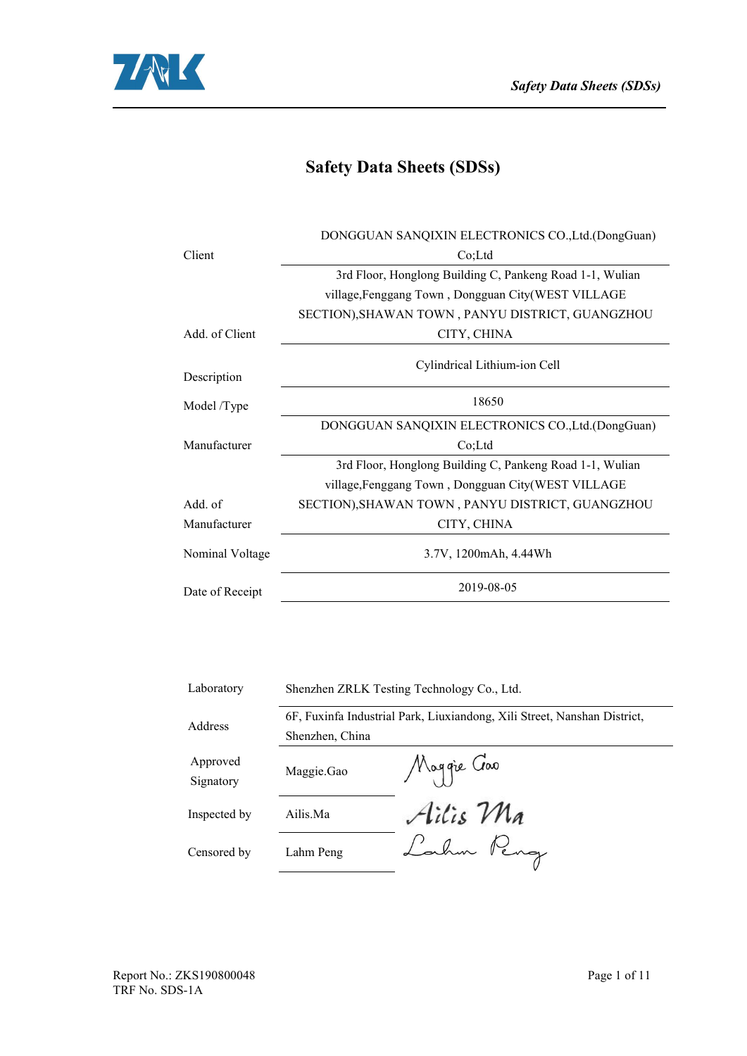# Safety Data Sheets (SDSs)

| | |
|---|---|
| Client | DONGGUAN SANQIXIN ELECTRONICS CO.,Ltd.(DongGuan) Co;Ltd |
| Add. of Client | 3rd Floor, Honglong Building C, Pankeng Road 1-1, Wulian village,Fenggang Town , Dongguan City(WEST VILLAGE SECTION),SHAWAN TOWN , PANYU DISTRICT, GUANGZHOU CITY, CHINA |
| Description | Cylindrical Lithium-ion Cell |
| Model /Type | 18650 |
| Manufacturer | DONGGUAN SANQIXIN ELECTRONICS CO.,Ltd.(DongGuan) Co;Ltd |
| Add. of Manufacturer | 3rd Floor, Honglong Building C, Pankeng Road 1-1, Wulian village,Fenggang Town , Dongguan City(WEST VILLAGE SECTION),SHAWAN TOWN , PANYU DISTRICT, GUANGZHOU CITY, CHINA |
| Nominal Voltage | 3.7V, 1200mAh, 4.44Wh |
| Date of Receipt | 2019-08-05 |

| | | |
|---|---|---|
| Laboratory | Shenzhen ZRLK Testing Technology Co., Ltd. | |
| Address | 6F, Fuxinfa Industrial Park, Liuxiandong, Xili Street, Nanshan District, Shenzhen, China | |
| Approved Signatory | Maggie.Gao | Maggie Gao |
| Inspected by | Ailis.Ma | Ailis Ma |
| Censored by | Lahm Peng | Lahm Peng |

Report No.: ZKS190800048
TRF No. SDS-1A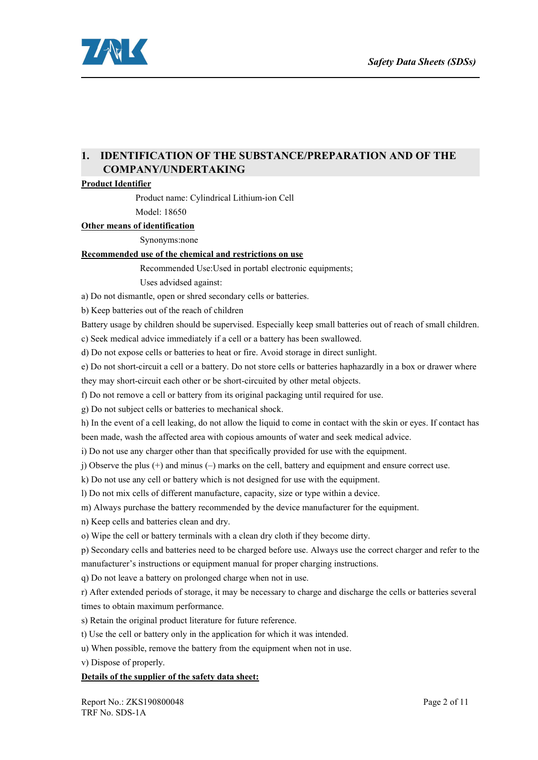## 1. IDENTIFICATION OF THE SUBSTANCE/PREPARATION AND OF THE COMPANY/UNDERTAKING

**Product Identifier**

Product name: Cylindrical Lithium-ion Cell

Model: 18650

**Other means of identification**

Synonyms:none

**Recommended use of the chemical and restrictions on use**

Recommended Use:Used in portabl electronic equipments;

Uses advidsed against:

a) Do not dismantle, open or shred secondary cells or batteries.

b) Keep batteries out of the reach of children

Battery usage by children should be supervised. Especially keep small batteries out of reach of small children.

c) Seek medical advice immediately if a cell or a battery has been swallowed.

d) Do not expose cells or batteries to heat or fire. Avoid storage in direct sunlight.

e) Do not short-circuit a cell or a battery. Do not store cells or batteries haphazardly in a box or drawer where they may short-circuit each other or be short-circuited by other metal objects.

f) Do not remove a cell or battery from its original packaging until required for use.

g) Do not subject cells or batteries to mechanical shock.

h) In the event of a cell leaking, do not allow the liquid to come in contact with the skin or eyes. If contact has been made, wash the affected area with copious amounts of water and seek medical advice.

i) Do not use any charger other than that specifically provided for use with the equipment.

j) Observe the plus (+) and minus (–) marks on the cell, battery and equipment and ensure correct use.

k) Do not use any cell or battery which is not designed for use with the equipment.

l) Do not mix cells of different manufacture, capacity, size or type within a device.

m) Always purchase the battery recommended by the device manufacturer for the equipment.

n) Keep cells and batteries clean and dry.

o) Wipe the cell or battery terminals with a clean dry cloth if they become dirty.

p) Secondary cells and batteries need to be charged before use. Always use the correct charger and refer to the manufacturer's instructions or equipment manual for proper charging instructions.

q) Do not leave a battery on prolonged charge when not in use.

r) After extended periods of storage, it may be necessary to charge and discharge the cells or batteries several times to obtain maximum performance.

s) Retain the original product literature for future reference.

t) Use the cell or battery only in the application for which it was intended.

u) When possible, remove the battery from the equipment when not in use.

v) Dispose of properly.

**Details of the supplier of the safety data sheet:**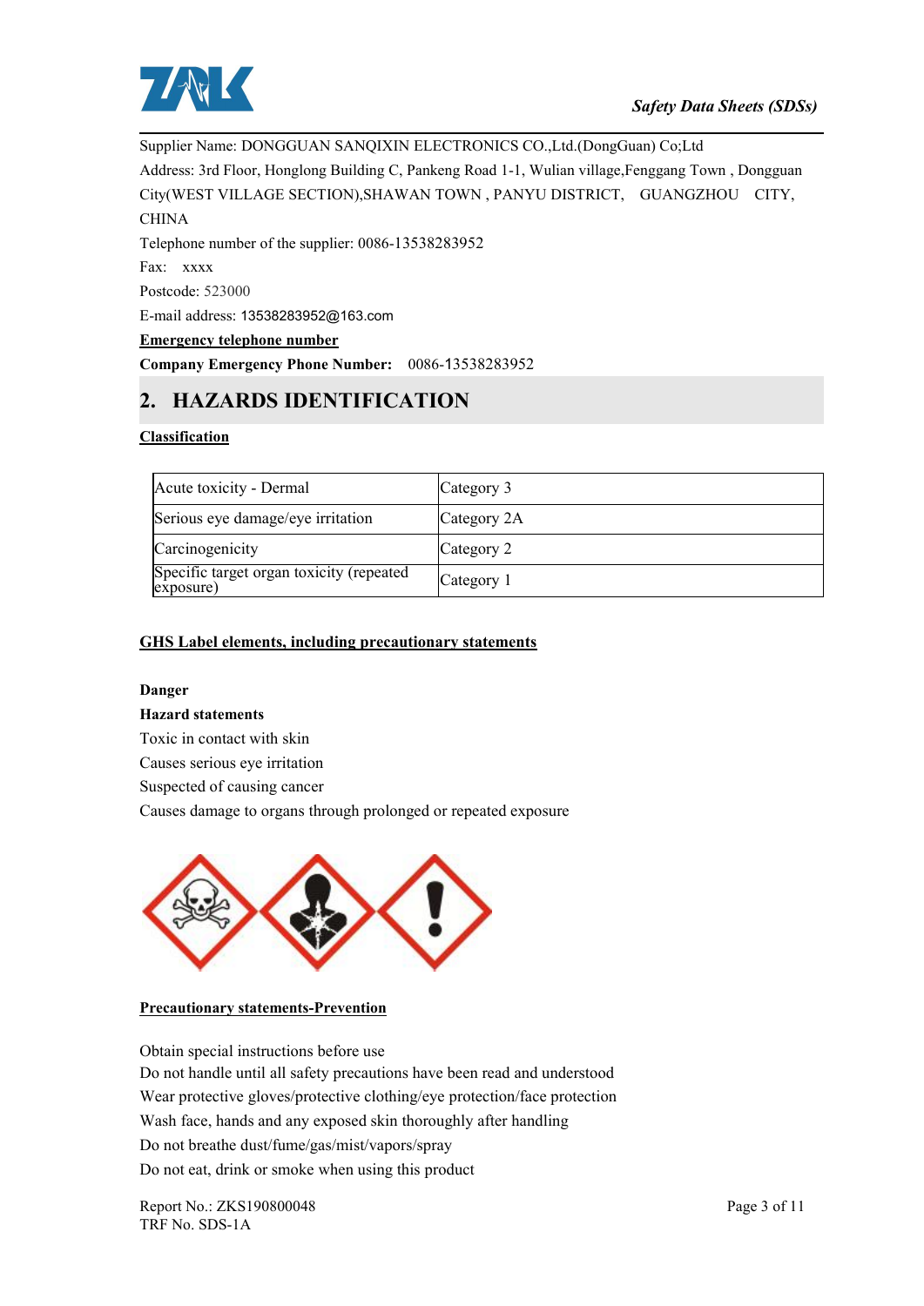Supplier Name: DONGGUAN SANQIXIN ELECTRONICS CO.,Ltd.(DongGuan) Co;Ltd

Address: 3rd Floor, Honglong Building C, Pankeng Road 1-1, Wulian village,Fenggang Town , Dongguan City(WEST VILLAGE SECTION),SHAWAN TOWN , PANYU DISTRICT, GUANGZHOU CITY, CHINA

Telephone number of the supplier: 0086-13538283952

Fax: xxxx

Postcode: 523000

E-mail address: 13538283952@163.com

**Emergency telephone number**

**Company Emergency Phone Number:** 0086-13538283952

## 2. HAZARDS IDENTIFICATION

**Classification**

| | |
|---|---|
| Acute toxicity - Dermal | Category 3 |
| Serious eye damage/eye irritation | Category 2A |
| Carcinogenicity | Category 2 |
| Specific target organ toxicity (repeated exposure) | Category 1 |

**GHS Label elements, including precautionary statements**

**Danger**

**Hazard statements**

Toxic in contact with skin

Causes serious eye irritation

Suspected of causing cancer

Causes damage to organs through prolonged or repeated exposure

**Precautionary statements-Prevention**

Obtain special instructions before use

Do not handle until all safety precautions have been read and understood

Wear protective gloves/protective clothing/eye protection/face protection

Wash face, hands and any exposed skin thoroughly after handling

Do not breathe dust/fume/gas/mist/vapors/spray

Do not eat, drink or smoke when using this product

Report No.: ZKS190800048

TRF No. SDS-1A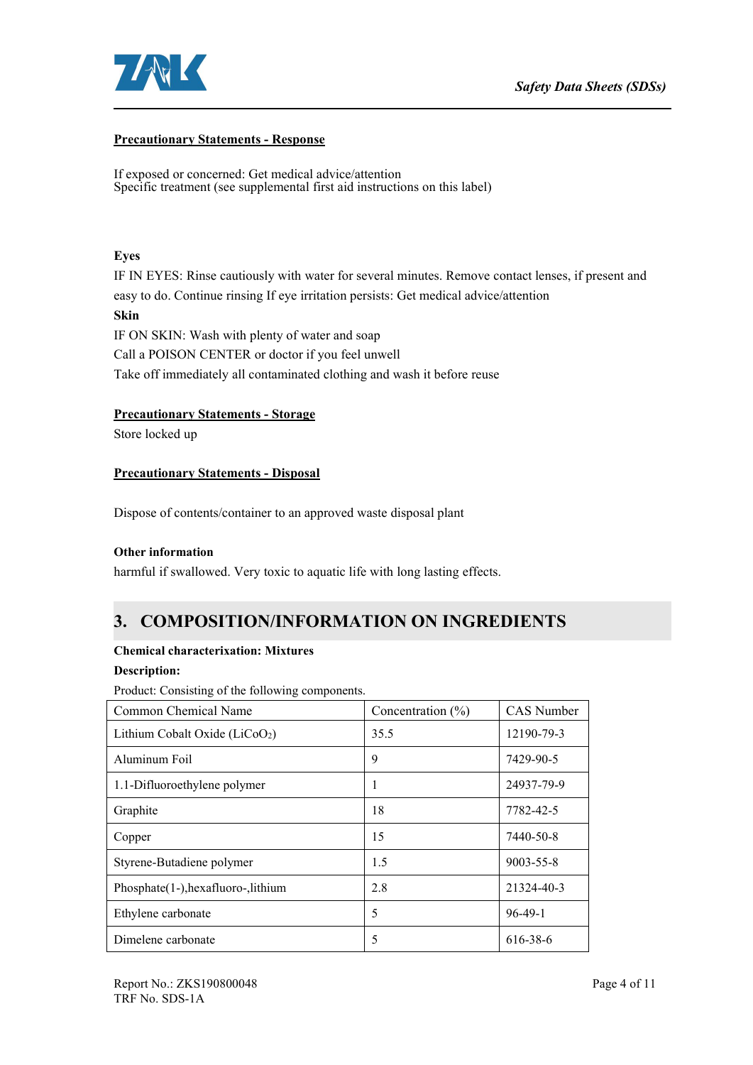**Precautionary Statements - Response**

If exposed or concerned: Get medical advice/attention
Specific treatment (see supplemental first aid instructions on this label)

**Eyes**

IF IN EYES: Rinse cautiously with water for several minutes. Remove contact lenses, if present and easy to do. Continue rinsing If eye irritation persists: Get medical advice/attention

**Skin**

IF ON SKIN: Wash with plenty of water and soap

Call a POISON CENTER or doctor if you feel unwell

Take off immediately all contaminated clothing and wash it before reuse

**Precautionary Statements - Storage**

Store locked up

**Precautionary Statements - Disposal**

Dispose of contents/container to an approved waste disposal plant

**Other information**

harmful if swallowed. Very toxic to aquatic life with long lasting effects.

## 3. COMPOSITION/INFORMATION ON INGREDIENTS

**Chemical characterixation: Mixtures**

**Description:**

Product: Consisting of the following components.

| Common Chemical Name | Concentration (%) | CAS Number |
|---|---|---|
| Lithium Cobalt Oxide ($LiCoO_2$) | 35.5 | 12190-79-3 |
| Aluminum Foil | 9 | 7429-90-5 |
| 1.1-Difluoroethylene polymer | 1 | 24937-79-9 |
| Graphite | 18 | 7782-42-5 |
| Copper | 15 | 7440-50-8 |
| Styrene-Butadiene polymer | 1.5 | 9003-55-8 |
| Phosphate(1-),hexafluoro-,lithium | 2.8 | 21324-40-3 |
| Ethylene carbonate | 5 | 96-49-1 |
| Dimelene carbonate | 5 | 616-38-6 |

Report No.: ZKS190800048
TRF No. SDS-1A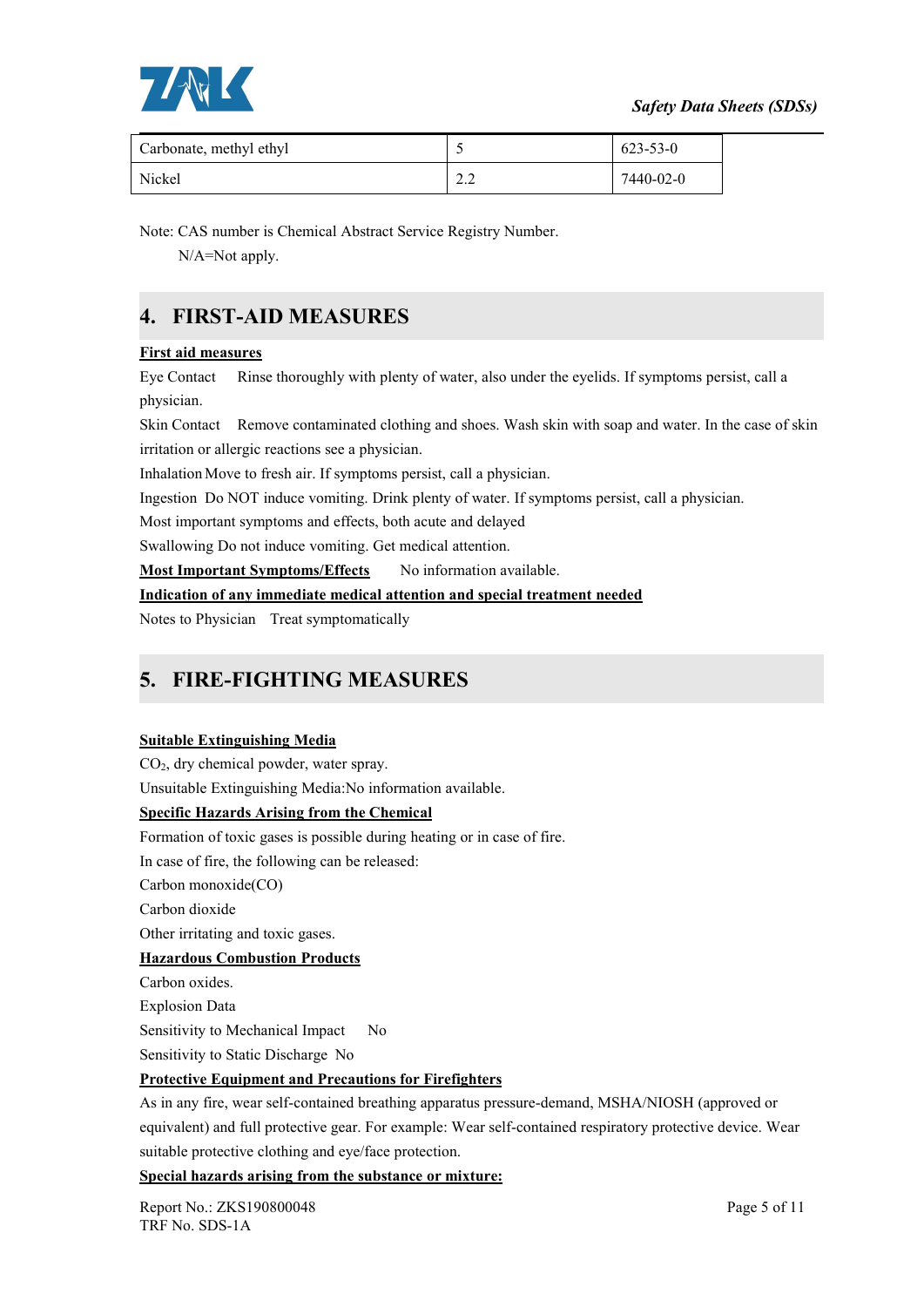| Carbonate, methyl ethyl | 5 | 623-53-0 |
|---|---|---|
| Nickel | 2.2 | 7440-02-0 |

Note: CAS number is Chemical Abstract Service Registry Number.
N/A=Not apply.

## 4. FIRST-AID MEASURES

**First aid measures**

Eye Contact　Rinse thoroughly with plenty of water, also under the eyelids. If symptoms persist, call a physician.

Skin Contact　Remove contaminated clothing and shoes. Wash skin with soap and water. In the case of skin irritation or allergic reactions see a physician.

Inhalation Move to fresh air. If symptoms persist, call a physician.

Ingestion　Do NOT induce vomiting. Drink plenty of water. If symptoms persist, call a physician.

Most important symptoms and effects, both acute and delayed

Swallowing Do not induce vomiting. Get medical attention.

**Most Important Symptoms/Effects**　　No information available.

**Indication of any immediate medical attention and special treatment needed**

Notes to Physician　Treat symptomatically

## 5. FIRE-FIGHTING MEASURES

**Suitable Extinguishing Media**

$CO_2$, dry chemical powder, water spray.

Unsuitable Extinguishing Media:No information available.

**Specific Hazards Arising from the Chemical**

Formation of toxic gases is possible during heating or in case of fire.

In case of fire, the following can be released:

Carbon monoxide(CO)

Carbon dioxide

Other irritating and toxic gases.

**Hazardous Combustion Products**

Carbon oxides.

Explosion Data

Sensitivity to Mechanical Impact　No

Sensitivity to Static Discharge　No

**Protective Equipment and Precautions for Firefighters**

As in any fire, wear self-contained breathing apparatus pressure-demand, MSHA/NIOSH (approved or equivalent) and full protective gear. For example: Wear self-contained respiratory protective device. Wear suitable protective clothing and eye/face protection.

**Special hazards arising from the substance or mixture:**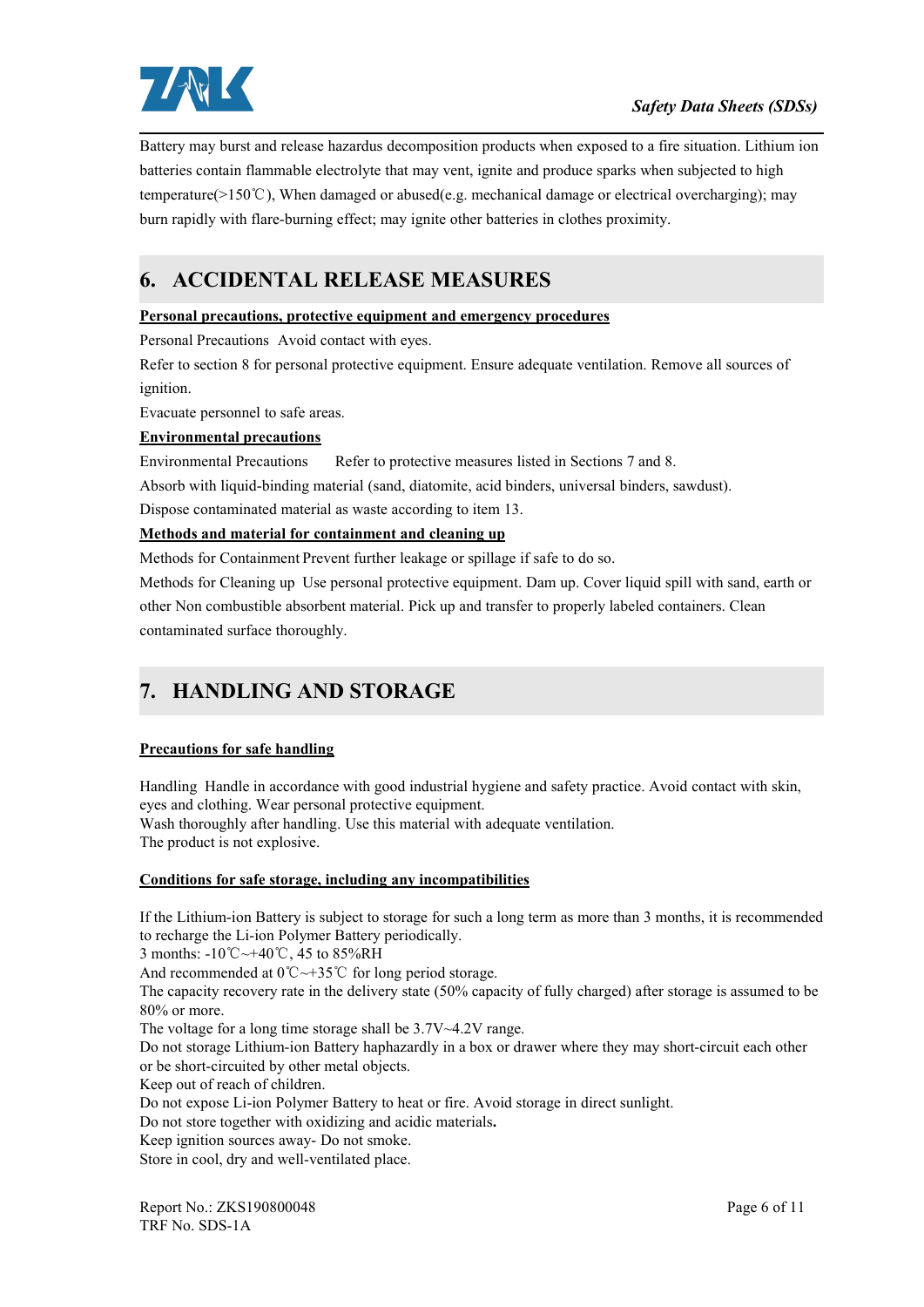Battery may burst and release hazardus decomposition products when exposed to a fire situation. Lithium ion batteries contain flammable electrolyte that may vent, ignite and produce sparks when subjected to high temperature(>150℃), When damaged or abused(e.g. mechanical damage or electrical overcharging); may burn rapidly with flare-burning effect; may ignite other batteries in clothes proximity.

## 6. ACCIDENTAL RELEASE MEASURES

**Personal precautions, protective equipment and emergency procedures**

Personal Precautions  Avoid contact with eyes.

Refer to section 8 for personal protective equipment. Ensure adequate ventilation. Remove all sources of ignition.

Evacuate personnel to safe areas.

**Environmental precautions**

Environmental Precautions  Refer to protective measures listed in Sections 7 and 8.

Absorb with liquid-binding material (sand, diatomite, acid binders, universal binders, sawdust).

Dispose contaminated material as waste according to item 13.

**Methods and material for containment and cleaning up**

Methods for Containment Prevent further leakage or spillage if safe to do so.

Methods for Cleaning up  Use personal protective equipment. Dam up. Cover liquid spill with sand, earth or other Non combustible absorbent material. Pick up and transfer to properly labeled containers. Clean contaminated surface thoroughly.

## 7. HANDLING AND STORAGE

**Precautions for safe handling**

Handling  Handle in accordance with good industrial hygiene and safety practice. Avoid contact with skin, eyes and clothing. Wear personal protective equipment.
Wash thoroughly after handling. Use this material with adequate ventilation.
The product is not explosive.

**Conditions for safe storage, including any incompatibilities**

If the Lithium-ion Battery is subject to storage for such a long term as more than 3 months, it is recommended to recharge the Li-ion Polymer Battery periodically.
3 months: -10℃~+40℃, 45 to 85%RH
And recommended at 0℃~+35℃ for long period storage.
The capacity recovery rate in the delivery state (50% capacity of fully charged) after storage is assumed to be 80% or more.
The voltage for a long time storage shall be 3.7V~4.2V range.
Do not storage Lithium-ion Battery haphazardly in a box or drawer where they may short-circuit each other or be short-circuited by other metal objects.
Keep out of reach of children.
Do not expose Li-ion Polymer Battery to heat or fire. Avoid storage in direct sunlight.
Do not store together with oxidizing and acidic materials**.**
Keep ignition sources away- Do not smoke.
Store in cool, dry and well-ventilated place.

Report No.: ZKS190800048
TRF No. SDS-1A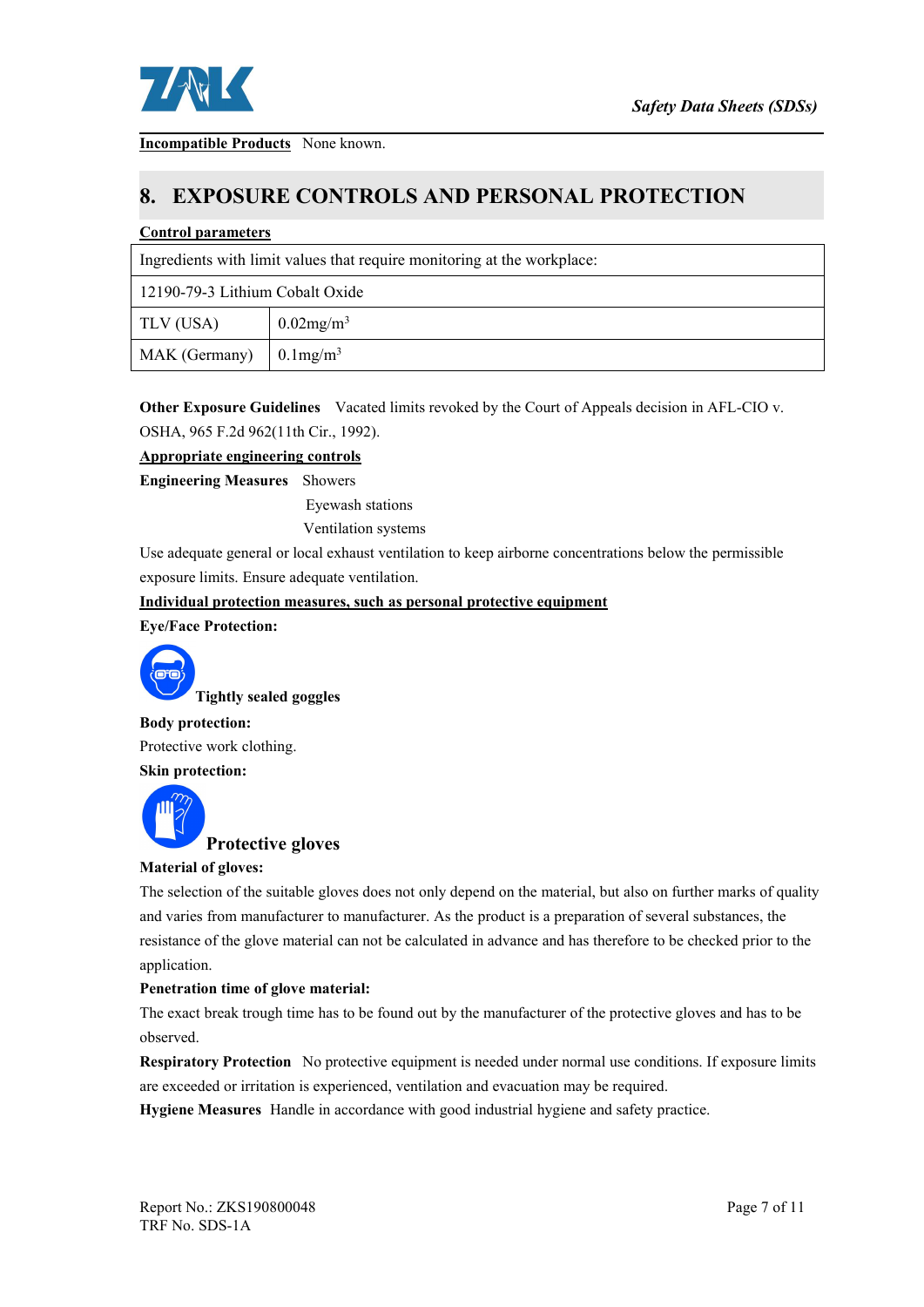**Incompatible Products** None known.

## 8. EXPOSURE CONTROLS AND PERSONAL PROTECTION

**Control parameters**

| Ingredients with limit values that require monitoring at the workplace: | |
|---|---|
| 12190-79-3 Lithium Cobalt Oxide | |
| TLV (USA) | 0.02mg/m$^3$ |
| MAK (Germany) | 0.1mg/m$^3$ |

**Other Exposure Guidelines** Vacated limits revoked by the Court of Appeals decision in AFL-CIO v. OSHA, 965 F.2d 962(11th Cir., 1992).

**Appropriate engineering controls**

**Engineering Measures** Showers
Eyewash stations
Ventilation systems

Use adequate general or local exhaust ventilation to keep airborne concentrations below the permissible exposure limits. Ensure adequate ventilation.

**Individual protection measures, such as personal protective equipment**

**Eye/Face Protection:**

**Tightly sealed goggles**

**Body protection:**

Protective work clothing.

**Skin protection:**

**Protective gloves**

**Material of gloves:**

The selection of the suitable gloves does not only depend on the material, but also on further marks of quality and varies from manufacturer to manufacturer. As the product is a preparation of several substances, the resistance of the glove material can not be calculated in advance and has therefore to be checked prior to the application.

**Penetration time of glove material:**

The exact break trough time has to be found out by the manufacturer of the protective gloves and has to be observed.

**Respiratory Protection** No protective equipment is needed under normal use conditions. If exposure limits are exceeded or irritation is experienced, ventilation and evacuation may be required.

**Hygiene Measures** Handle in accordance with good industrial hygiene and safety practice.

Report No.: ZKS190800048
TRF No. SDS-1A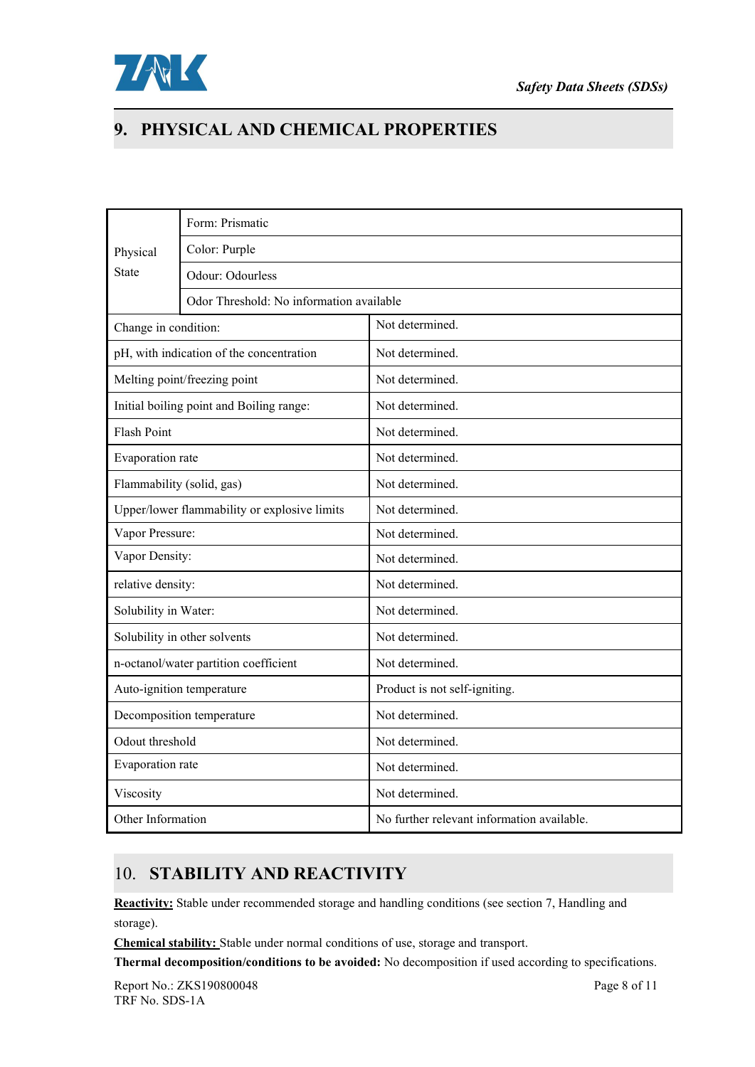## 9. PHYSICAL AND CHEMICAL PROPERTIES

| | |
|---|---|
| Physical State | Form: Prismatic |
| | Color: Purple |
| | Odour: Odourless |
| | Odor Threshold: No information available |
| Change in condition: | Not determined. |
| pH, with indication of the concentration | Not determined. |
| Melting point/freezing point | Not determined. |
| Initial boiling point and Boiling range: | Not determined. |
| Flash Point | Not determined. |
| Evaporation rate | Not determined. |
| Flammability (solid, gas) | Not determined. |
| Upper/lower flammability or explosive limits | Not determined. |
| Vapor Pressure: | Not determined. |
| Vapor Density: | Not determined. |
| relative density: | Not determined. |
| Solubility in Water: | Not determined. |
| Solubility in other solvents | Not determined. |
| n-octanol/water partition coefficient | Not determined. |
| Auto-ignition temperature | Product is not self-igniting. |
| Decomposition temperature | Not determined. |
| Odout threshold | Not determined. |
| Evaporation rate | Not determined. |
| Viscosity | Not determined. |
| Other Information | No further relevant information available. |

## 10. STABILITY AND REACTIVITY

**Reactivity:** Stable under recommended storage and handling conditions (see section 7, Handling and storage).

**Chemical stability:** Stable under normal conditions of use, storage and transport.

**Thermal decomposition/conditions to be avoided:** No decomposition if used according to specifications.

Report No.: ZKS190800048
TRF No. SDS-1A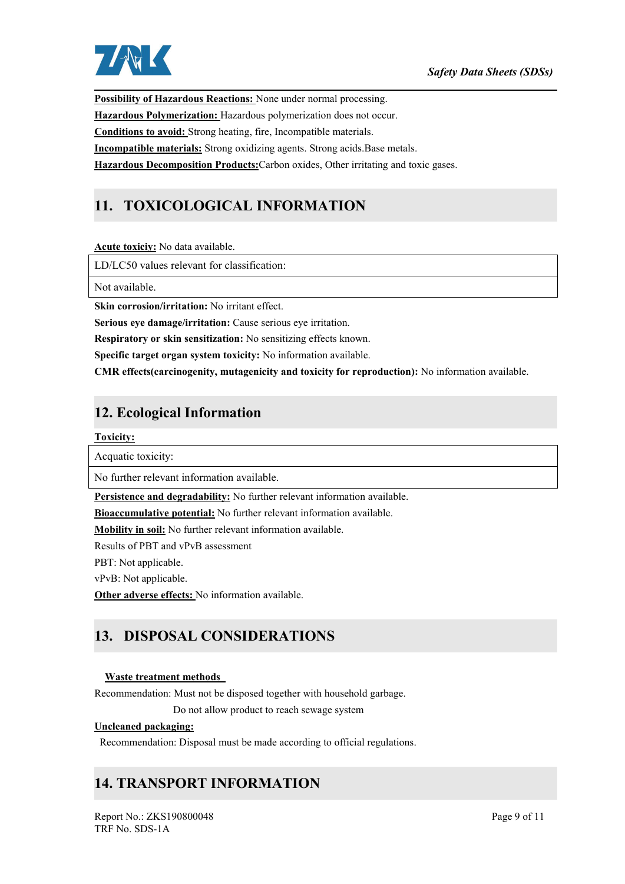**Possibility of Hazardous Reactions:** None under normal processing.

**Hazardous Polymerization:** Hazardous polymerization does not occur.

**Conditions to avoid:** Strong heating, fire, Incompatible materials.

**Incompatible materials:** Strong oxidizing agents. Strong acids.Base metals.

**Hazardous Decomposition Products:**Carbon oxides, Other irritating and toxic gases.

## 11. TOXICOLOGICAL INFORMATION

**Acute toxiciy:** No data available.

| LD/LC50 values relevant for classification: |
| --- |
| Not available. |

**Skin corrosion/irritation:** No irritant effect.

**Serious eye damage/irritation:** Cause serious eye irritation.

**Respiratory or skin sensitization:** No sensitizing effects known.

**Specific target organ system toxicity:** No information available.

**CMR effects(carcinogenity, mutagenicity and toxicity for reproduction):** No information available.

## 12. Ecological Information

**Toxicity:**

| Acquatic toxicity: |
| --- |
| No further relevant information available. |

**Persistence and degradability:** No further relevant information available.

**Bioaccumulative potential:** No further relevant information available.

**Mobility in soil:** No further relevant information available.

Results of PBT and vPvB assessment

PBT: Not applicable.

vPvB: Not applicable.

**Other adverse effects:** No information available.

## 13. DISPOSAL CONSIDERATIONS

**Waste treatment methods**

Recommendation: Must not be disposed together with household garbage.

Do not allow product to reach sewage system

**Uncleaned packaging:**

Recommendation: Disposal must be made according to official regulations.

## 14. TRANSPORT INFORMATION

Report No.: ZKS190800048
TRF No. SDS-1A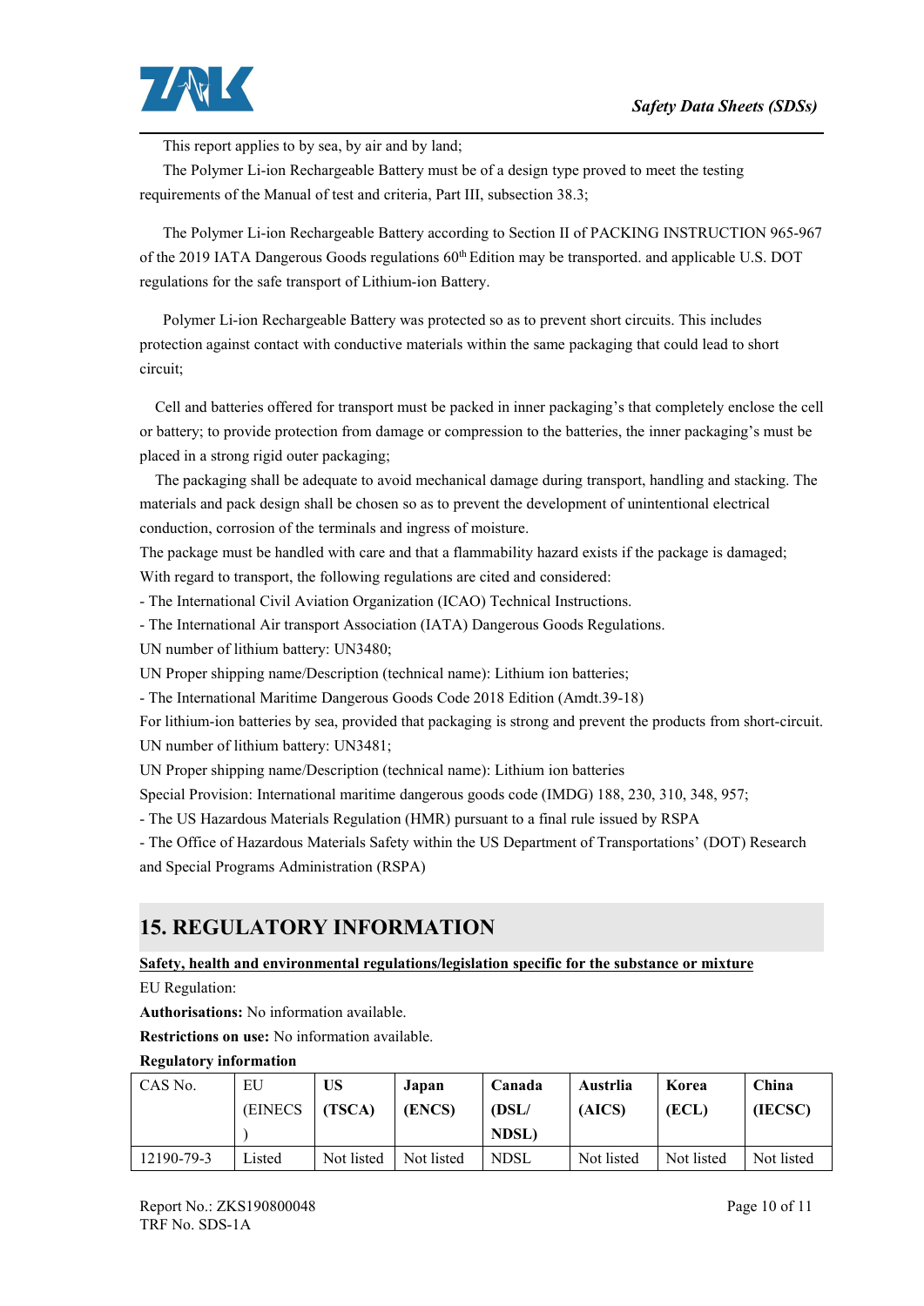This report applies to by sea, by air and by land;

The Polymer Li-ion Rechargeable Battery must be of a design type proved to meet the testing requirements of the Manual of test and criteria, Part III, subsection 38.3;

The Polymer Li-ion Rechargeable Battery according to Section II of PACKING INSTRUCTION 965-967 of the 2019 IATA Dangerous Goods regulations 60th Edition may be transported. and applicable U.S. DOT regulations for the safe transport of Lithium-ion Battery.

Polymer Li-ion Rechargeable Battery was protected so as to prevent short circuits. This includes protection against contact with conductive materials within the same packaging that could lead to short circuit;

Cell and batteries offered for transport must be packed in inner packaging's that completely enclose the cell or battery; to provide protection from damage or compression to the batteries, the inner packaging's must be placed in a strong rigid outer packaging;

The packaging shall be adequate to avoid mechanical damage during transport, handling and stacking. The materials and pack design shall be chosen so as to prevent the development of unintentional electrical conduction, corrosion of the terminals and ingress of moisture.

The package must be handled with care and that a flammability hazard exists if the package is damaged;

With regard to transport, the following regulations are cited and considered:

- The International Civil Aviation Organization (ICAO) Technical Instructions.
- The International Air transport Association (IATA) Dangerous Goods Regulations.

UN number of lithium battery: UN3480;

UN Proper shipping name/Description (technical name): Lithium ion batteries;

- The International Maritime Dangerous Goods Code 2018 Edition (Amdt.39-18)

For lithium-ion batteries by sea, provided that packaging is strong and prevent the products from short-circuit.

UN number of lithium battery: UN3481;

UN Proper shipping name/Description (technical name): Lithium ion batteries

Special Provision: International maritime dangerous goods code (IMDG) 188, 230, 310, 348, 957;

- The US Hazardous Materials Regulation (HMR) pursuant to a final rule issued by RSPA
- The Office of Hazardous Materials Safety within the US Department of Transportations' (DOT) Research and Special Programs Administration (RSPA)

## 15. REGULATORY INFORMATION

**Safety, health and environmental regulations/legislation specific for the substance or mixture**

EU Regulation:

**Authorisations:** No information available.

**Restrictions on use:** No information available.

**Regulatory information**

| CAS No. | EU (EINECS) | **US (TSCA)** | **Japan (ENCS)** | **Canada (DSL/ NDSL)** | **Austrlia (AICS)** | **Korea (ECL)** | **China (IECSC)** |
|---|---|---|---|---|---|---|---|
| 12190-79-3 | Listed | Not listed | Not listed | NDSL | Not listed | Not listed | Not listed |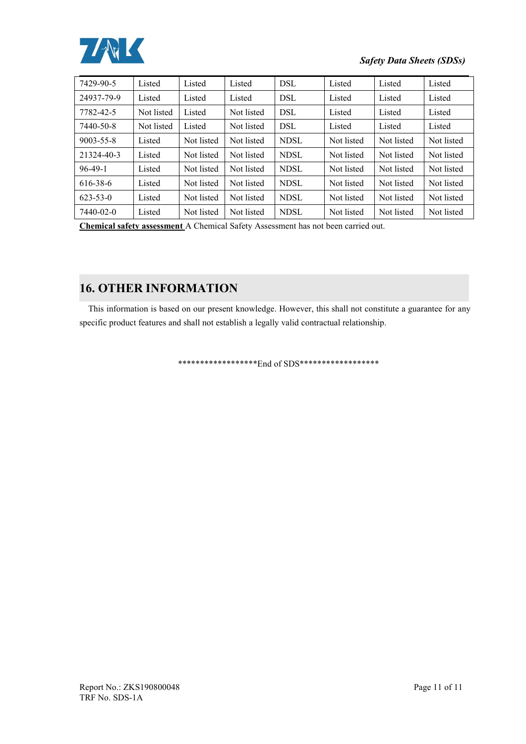| | | | | | | | |
|---|---|---|---|---|---|---|---|
| 7429-90-5 | Listed | Listed | Listed | DSL | Listed | Listed | Listed |
| 24937-79-9 | Listed | Listed | Listed | DSL | Listed | Listed | Listed |
| 7782-42-5 | Not listed | Listed | Not listed | DSL | Listed | Listed | Listed |
| 7440-50-8 | Not listed | Listed | Not listed | DSL | Listed | Listed | Listed |
| 9003-55-8 | Listed | Not listed | Not listed | NDSL | Not listed | Not listed | Not listed |
| 21324-40-3 | Listed | Not listed | Not listed | NDSL | Not listed | Not listed | Not listed |
| 96-49-1 | Listed | Not listed | Not listed | NDSL | Not listed | Not listed | Not listed |
| 616-38-6 | Listed | Not listed | Not listed | NDSL | Not listed | Not listed | Not listed |
| 623-53-0 | Listed | Not listed | Not listed | NDSL | Not listed | Not listed | Not listed |
| 7440-02-0 | Listed | Not listed | Not listed | NDSL | Not listed | Not listed | Not listed |

**Chemical safety assessment** A Chemical Safety Assessment has not been carried out.

## 16. OTHER INFORMATION

This information is based on our present knowledge. However, this shall not constitute a guarantee for any specific product features and shall not establish a legally valid contractual relationship.

******************End of SDS******************

Report No.: ZKS190800048
TRF No. SDS-1A